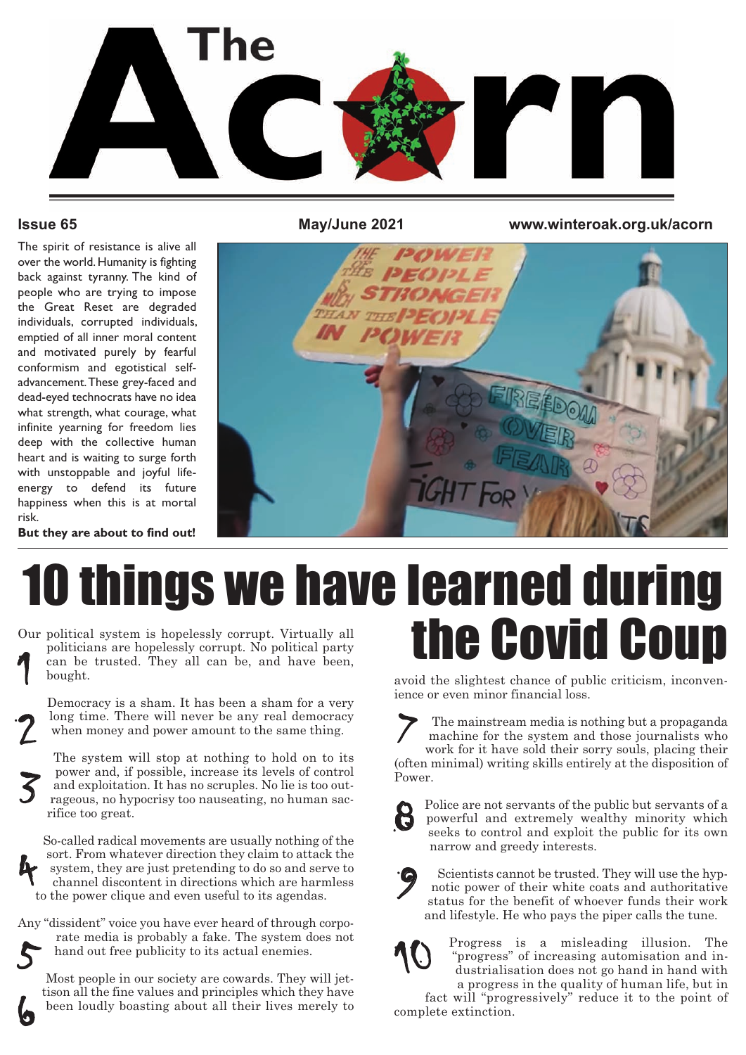# The Acorn

**Issue 65** **May/June 2021** **www.winteroak.org.uk/acorn**

The spirit of resistance is alive all over the world. Humanity is fighting back against tyranny. The kind of people who are trying to impose the Great Reset are degraded individuals, corrupted individuals, emptied of all inner moral content and motivated purely by fearful conformism and egotistical self-advancement. These grey-faced and dead-eyed technocrats have no idea what strength, what courage, what infinite yearning for freedom lies deep with the collective human heart and is waiting to surge forth with unstoppable and joyful life-energy to defend its future happiness when this is at mortal risk.

**But they are about to find out!**

# 10 things we have learned during the Covid Coup

1. Our political system is hopelessly corrupt. Virtually all politicians are hopelessly corrupt. No political party can be trusted. They all can be, and have been, bought.

2. Democracy is a sham. It has been a sham for a very long time. There will never be any real democracy when money and power amount to the same thing.

3. The system will stop at nothing to hold on to its power and, if possible, increase its levels of control and exploitation. It has no scruples. No lie is too outrageous, no hypocrisy too nauseating, no human sacrifice too great.

4. So-called radical movements are usually nothing of the sort. From whatever direction they claim to attack the system, they are just pretending to do so and serve to channel discontent in directions which are harmless to the power clique and even useful to its agendas.

5. Any "dissident" voice you have ever heard of through corporate media is probably a fake. The system does not hand out free publicity to its actual enemies.

6. Most people in our society are cowards. They will jettison all the fine values and principles which they have been loudly boasting about all their lives merely to avoid the slightest chance of public criticism, inconvenience or even minor financial loss.

7. The mainstream media is nothing but a propaganda machine for the system and those journalists who work for it have sold their sorry souls, placing their (often minimal) writing skills entirely at the disposition of Power.

8. Police are not servants of the public but servants of a powerful and extremely wealthy minority which seeks to control and exploit the public for its own narrow and greedy interests.

9. Scientists cannot be trusted. They will use the hypnotic power of their white coats and authoritative status for the benefit of whoever funds their work and lifestyle. He who pays the piper calls the tune.

10. Progress is a misleading illusion. The "progress" of increasing automisation and industrialisation does not go hand in hand with a progress in the quality of human life, but in fact will "progressively" reduce it to the point of complete extinction.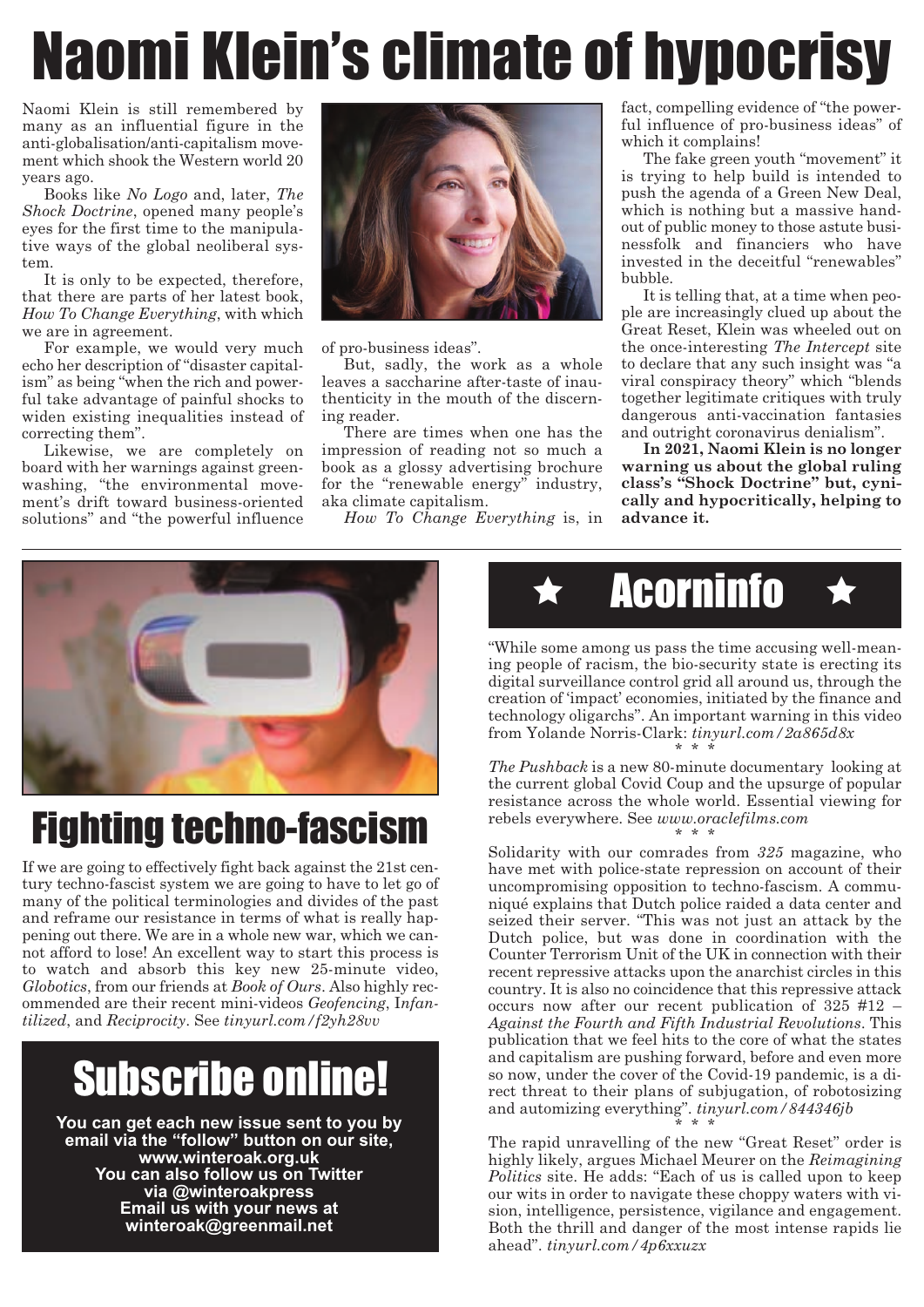# Naomi Klein's climate of hypocrisy

Naomi Klein is still remembered by many as an influential figure in the anti-globalisation/anti-capitalism movement which shook the Western world 20 years ago.

Books like *No Logo* and, later, *The Shock Doctrine*, opened many people's eyes for the first time to the manipulative ways of the global neoliberal system.

It is only to be expected, therefore, that there are parts of her latest book, *How To Change Everything*, with which we are in agreement.

For example, we would very much echo her description of "disaster capitalism" as being "when the rich and powerful take advantage of painful shocks to widen existing inequalities instead of correcting them".

Likewise, we are completely on board with her warnings against greenwashing, "the environmental movement's drift toward business-oriented solutions" and "the powerful influence of pro-business ideas".

But, sadly, the work as a whole leaves a saccharine after-taste of inauthenticity in the mouth of the discerning reader.

There are times when one has the impression of reading not so much a book as a glossy advertising brochure for the "renewable energy" industry, aka climate capitalism.

*How To Change Everything* is, in fact, compelling evidence of "the powerful influence of pro-business ideas" of which it complains!

The fake green youth "movement" it is trying to help build is intended to push the agenda of a Green New Deal, which is nothing but a massive handout of public money to those astute businessfolk and financiers who have invested in the deceitful "renewables" bubble.

It is telling that, at a time when people are increasingly clued up about the Great Reset, Klein was wheeled out on the once-interesting *The Intercept* site to declare that any such insight was "a viral conspiracy theory" which "blends together legitimate critiques with truly dangerous anti-vaccination fantasies and outright coronavirus denialism".

**In 2021, Naomi Klein is no longer warning us about the global ruling class's "Shock Doctrine" but, cynically and hypocritically, helping to advance it.**

## Fighting techno-fascism

If we are going to effectively fight back against the 21st century techno-fascist system we are going to have to let go of many of the political terminologies and divides of the past and reframe our resistance in terms of what is really happening out there. We are in a whole new war, which we cannot afford to lose! An excellent way to start this process is to watch and absorb this key new 25-minute video, *Globotics*, from our friends at *Book of Ours*. Also highly recommended are their recent mini-videos *Geofencing*, *Infantilized*, and *Reciprocity*. See *tinyurl.com/f2yh28vv*

## Subscribe online!

**You can get each new issue sent to you by email via the "follow" button on our site, www.winteroak.org.uk**
**You can also follow us on Twitter via @winteroakpress**
**Email us with your news at winteroak@greenmail.net**

## ★ Acorninfo ★

"While some among us pass the time accusing well-meaning people of racism, the bio-security state is erecting its digital surveillance control grid all around us, through the creation of 'impact' economies, initiated by the finance and technology oligarchs". An important warning in this video from Yolande Norris-Clark: *tinyurl.com/2a865d8x*

\* \* \*

*The Pushback* is a new 80-minute documentary looking at the current global Covid Coup and the upsurge of popular resistance across the whole world. Essential viewing for rebels everywhere. See *www.oraclefilms.com*

\* \* \*

Solidarity with our comrades from *325* magazine, who have met with police-state repression on account of their uncompromising opposition to techno-fascism. A communiqué explains that Dutch police raided a data center and seized their server. "This was not just an attack by the Dutch police, but was done in coordination with the Counter Terrorism Unit of the UK in connection with their recent repressive attacks upon the anarchist circles in this country. It is also no coincidence that this repressive attack occurs now after our recent publication of 325 #12 – *Against the Fourth and Fifth Industrial Revolutions*. This publication that we feel hits to the core of what the states and capitalism are pushing forward, before and even more so now, under the cover of the Covid-19 pandemic, is a direct threat to their plans of subjugation, of robotosizing and automizing everything". *tinyurl.com/844346jb*

\* \* \*

The rapid unravelling of the new "Great Reset" order is highly likely, argues Michael Meurer on the *Reimagining Politics* site. He adds: "Each of us is called upon to keep our wits in order to navigate these choppy waters with vision, intelligence, persistence, vigilance and engagement. Both the thrill and danger of the most intense rapids lie ahead". *tinyurl.com/4p6xxuzx*